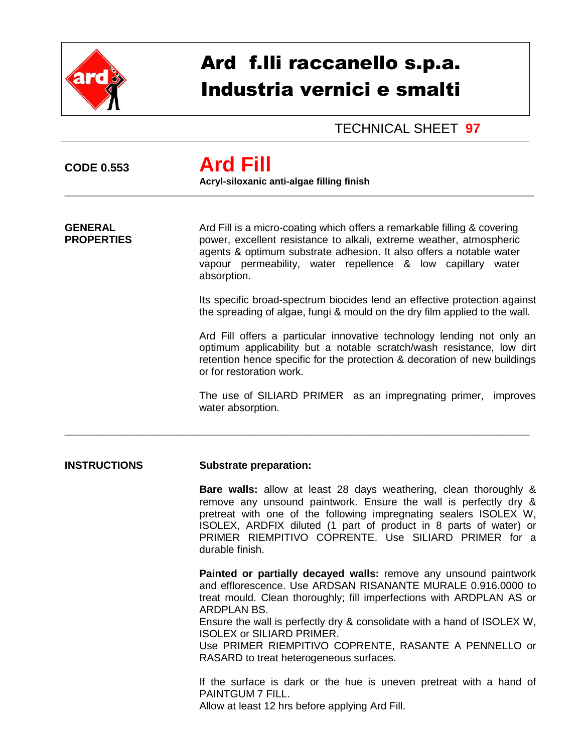# Ard f.lli raccanello s.p.a.
# Industria vernici e smalti

TECHNICAL SHEET **97**

**CODE 0.553**

# Ard Fill

**Acryl-siloxanic anti-algae filling finish**

---

**GENERAL PROPERTIES**

Ard Fill is a micro-coating which offers a remarkable filling & covering power, excellent resistance to alkali, extreme weather, atmospheric agents & optimum substrate adhesion. It also offers a notable water vapour permeability, water repellence & low capillary water absorption.

Its specific broad-spectrum biocides lend an effective protection against the spreading of algae, fungi & mould on the dry film applied to the wall.

Ard Fill offers a particular innovative technology lending not only an optimum applicability but a notable scratch/wash resistance, low dirt retention hence specific for the protection & decoration of new buildings or for restoration work.

The use of SILIARD PRIMER as an impregnating primer, improves water absorption.

---

**INSTRUCTIONS**

**Substrate preparation:**

**Bare walls:** allow at least 28 days weathering, clean thoroughly & remove any unsound paintwork. Ensure the wall is perfectly dry & pretreat with one of the following impregnating sealers ISOLEX W, ISOLEX, ARDFIX diluted (1 part of product in 8 parts of water) or PRIMER RIEMPITIVO COPRENTE. Use SILIARD PRIMER for a durable finish.

**Painted or partially decayed walls:** remove any unsound paintwork and efflorescence. Use ARDSAN RISANANTE MURALE 0.916.0000 to treat mould. Clean thoroughly; fill imperfections with ARDPLAN AS or ARDPLAN BS.
Ensure the wall is perfectly dry & consolidate with a hand of ISOLEX W, ISOLEX or SILIARD PRIMER.
Use PRIMER RIEMPITIVO COPRENTE, RASANTE A PENNELLO or RASARD to treat heterogeneous surfaces.

If the surface is dark or the hue is uneven pretreat with a hand of PAINTGUM 7 FILL.
Allow at least 12 hrs before applying Ard Fill.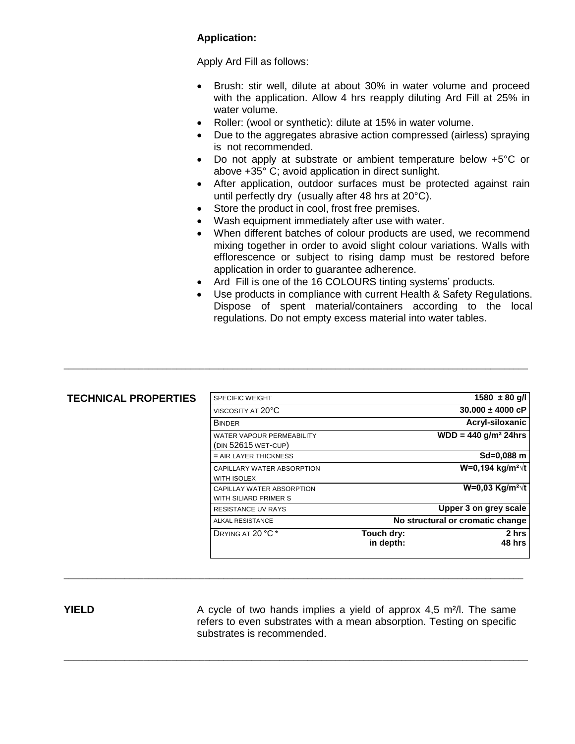**Application:**

Apply Ard Fill as follows:

- Brush: stir well, dilute at about 30% in water volume and proceed with the application. Allow 4 hrs reapply diluting Ard Fill at 25% in water volume.
- Roller: (wool or synthetic): dilute at 15% in water volume.
- Due to the aggregates abrasive action compressed (airless) spraying is not recommended.
- Do not apply at substrate or ambient temperature below +5°C or above +35° C; avoid application in direct sunlight.
- After application, outdoor surfaces must be protected against rain until perfectly dry (usually after 48 hrs at 20°C).
- Store the product in cool, frost free premises.
- Wash equipment immediately after use with water.
- When different batches of colour products are used, we recommend mixing together in order to avoid slight colour variations. Walls with efflorescence or subject to rising damp must be restored before application in order to guarantee adherence.
- Ard Fill is one of the 16 COLOURS tinting systems' products.
- Use products in compliance with current Health & Safety Regulations. Dispose of spent material/containers according to the local regulations. Do not empty excess material into water tables.

---

**TECHNICAL PROPERTIES**

| | | |
|---|---|---|
| SPECIFIC WEIGHT | | **1580 ± 80 g/l** |
| VISCOSITY AT 20°C | | **30.000 ± 4000 cP** |
| BINDER | | **Acryl-siloxanic** |
| WATER VAPOUR PERMEABILITY (DIN 52615 WET-CUP) | | **WDD = 440 g/m² 24hrs** |
| = AIR LAYER THICKNESS | | **Sd=0,088 m** |
| CAPILLARY WATER ABSORPTION WITH ISOLEX | | **W=0,194 kg/m²√t** |
| CAPILLAY WATER ABSORPTION WITH SILIARD PRIMER S | | **W=0,03 Kg/m²√t** |
| RESISTANCE UV RAYS | | **Upper 3 on grey scale** |
| ALKAL RESISTANCE | | **No structural or cromatic change** |
| DRYING AT 20 °C * | **Touch dry:** <br> **in depth:** | **2 hrs** <br> **48 hrs** |

---

**YIELD**

A cycle of two hands implies a yield of approx 4,5 m²/l. The same refers to even substrates with a mean absorption. Testing on specific substrates is recommended.

---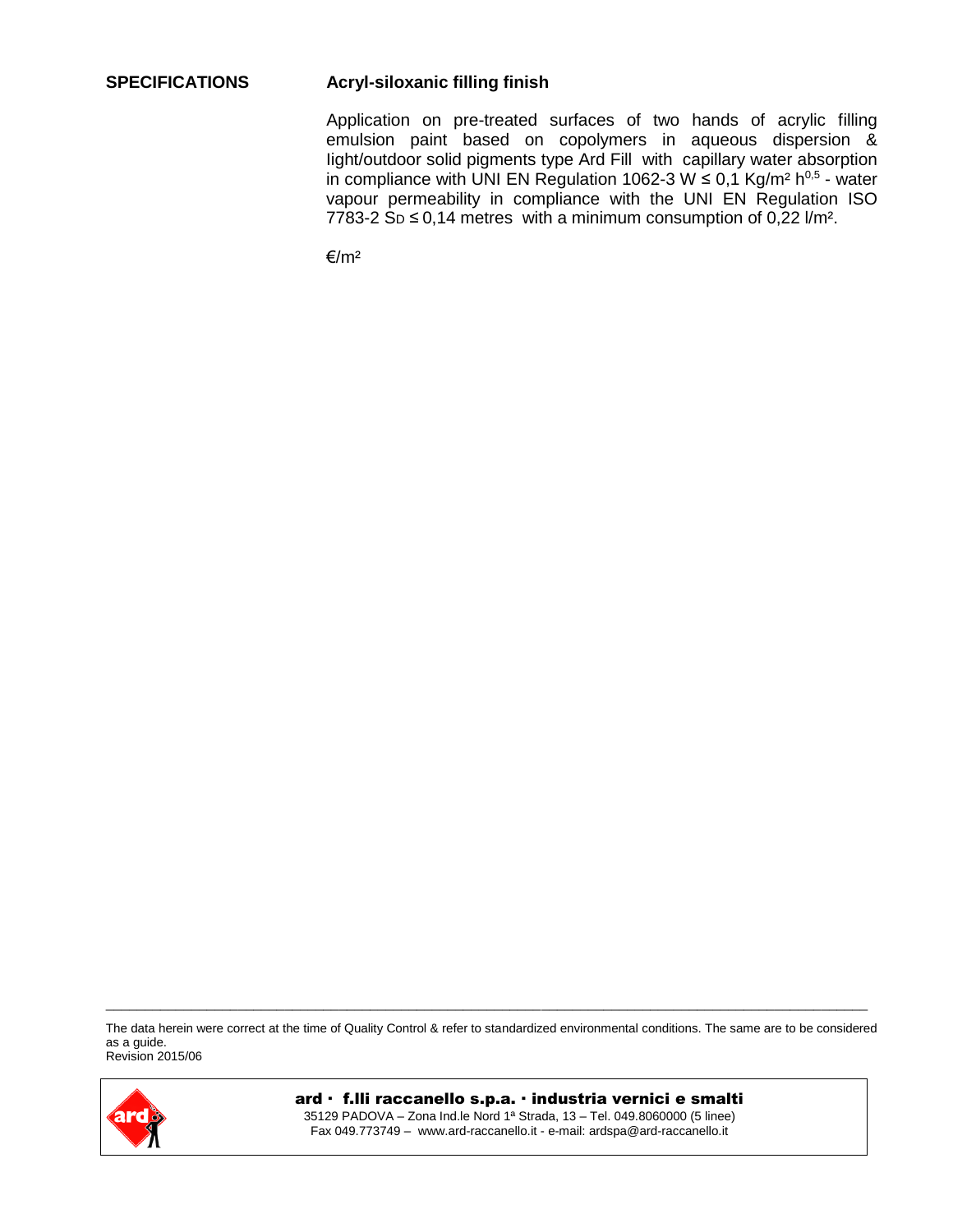**SPECIFICATIONS** **Acryl-siloxanic filling finish**

Application on pre-treated surfaces of two hands of acrylic filling emulsion paint based on copolymers in aqueous dispersion & light/outdoor solid pigments type Ard Fill with capillary water absorption in compliance with UNI EN Regulation 1062-3 W ≤ 0,1 Kg/m² $h^{0,5}$ - water vapour permeability in compliance with the UNI EN Regulation ISO 7783-2 $S_D$ ≤ 0,14 metres with a minimum consumption of 0,22 l/m².

€/m²

The data herein were correct at the time of Quality Control & refer to standardized environmental conditions. The same are to be considered as a guide.
Revision 2015/06

**ard · f.lli raccanello s.p.a. · industria vernici e smalti**
35129 PADOVA – Zona Ind.le Nord 1ª Strada, 13 – Tel. 049.8060000 (5 linee)
Fax 049.773749 – www.ard-raccanello.it - e-mail: ardspa@ard-raccanello.it